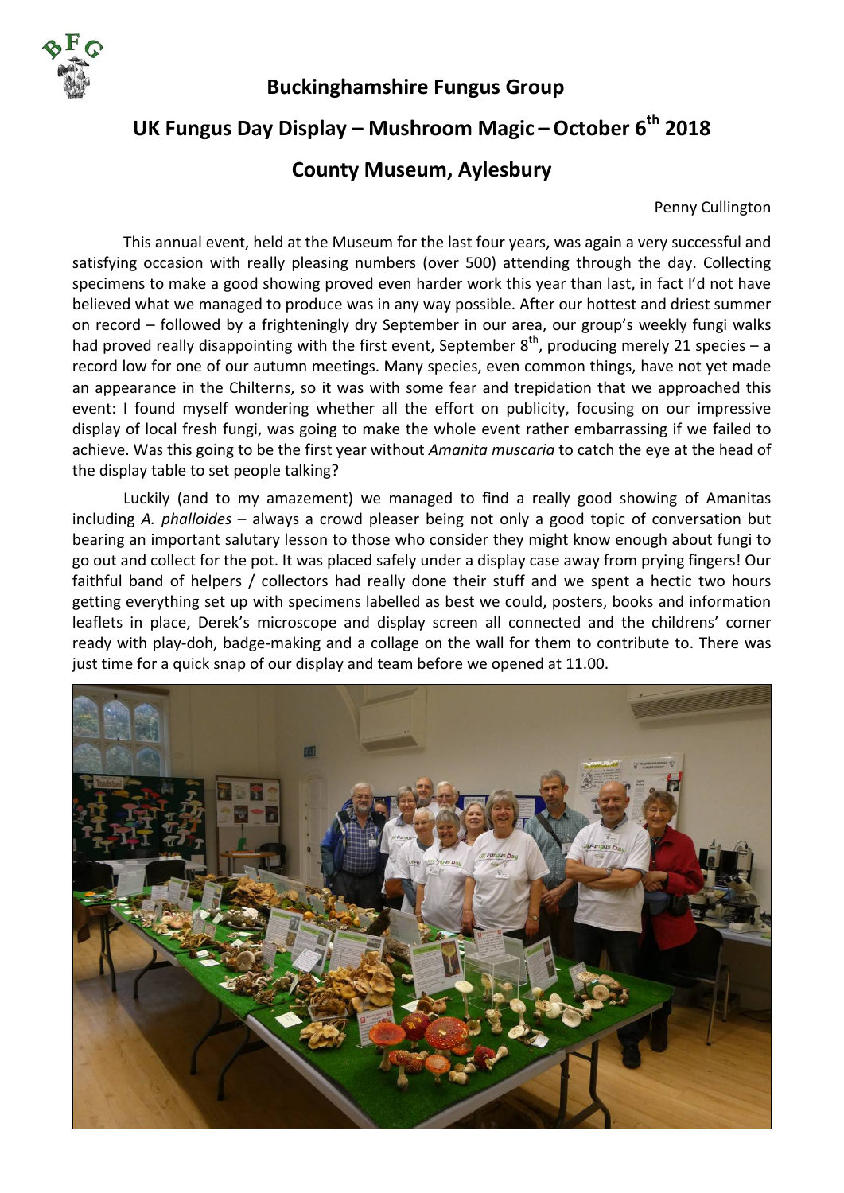# Buckinghamshire Fungus Group

## UK Fungus Day Display – Mushroom Magic – October 6th 2018

## County Museum, Aylesbury

Penny Cullington

This annual event, held at the Museum for the last four years, was again a very successful and satisfying occasion with really pleasing numbers (over 500) attending through the day. Collecting specimens to make a good showing proved even harder work this year than last, in fact I'd not have believed what we managed to produce was in any way possible. After our hottest and driest summer on record – followed by a frighteningly dry September in our area, our group's weekly fungi walks had proved really disappointing with the first event, September 8th, producing merely 21 species – a record low for one of our autumn meetings. Many species, even common things, have not yet made an appearance in the Chilterns, so it was with some fear and trepidation that we approached this event: I found myself wondering whether all the effort on publicity, focusing on our impressive display of local fresh fungi, was going to make the whole event rather embarrassing if we failed to achieve. Was this going to be the first year without *Amanita muscaria* to catch the eye at the head of the display table to set people talking?

Luckily (and to my amazement) we managed to find a really good showing of Amanitas including *A. phalloides* – always a crowd pleaser being not only a good topic of conversation but bearing an important salutary lesson to those who consider they might know enough about fungi to go out and collect for the pot. It was placed safely under a display case away from prying fingers! Our faithful band of helpers / collectors had really done their stuff and we spent a hectic two hours getting everything set up with specimens labelled as best we could, posters, books and information leaflets in place, Derek's microscope and display screen all connected and the childrens' corner ready with play-doh, badge-making and a collage on the wall for them to contribute to. There was just time for a quick snap of our display and team before we opened at 11.00.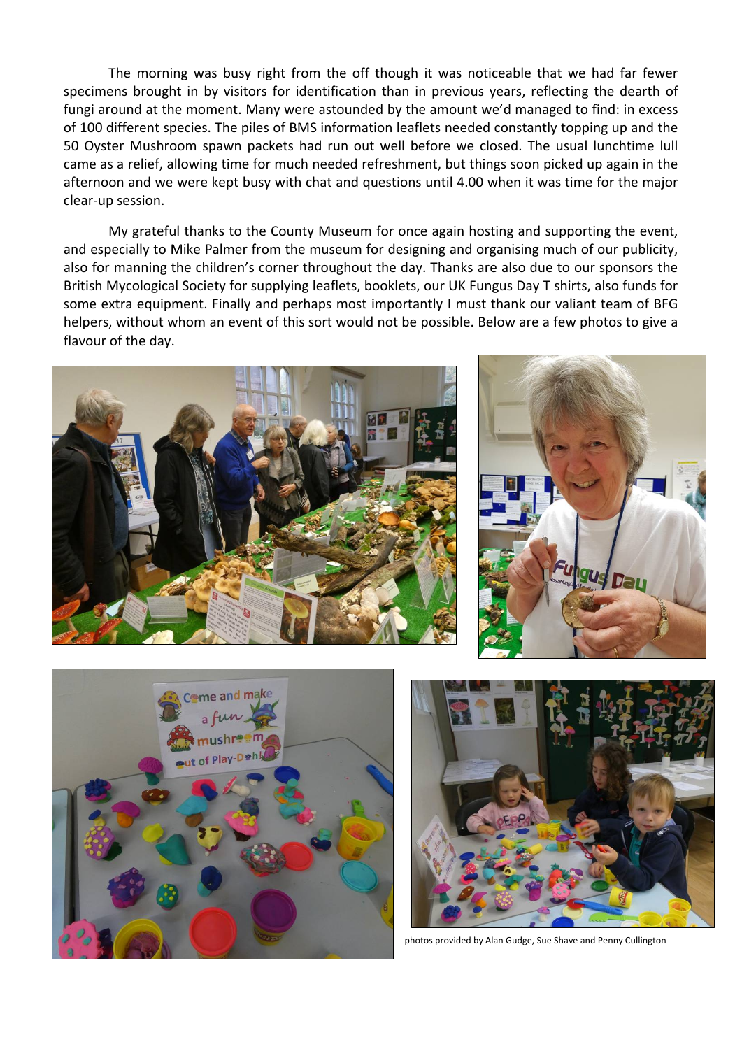The morning was busy right from the off though it was noticeable that we had far fewer specimens brought in by visitors for identification than in previous years, reflecting the dearth of fungi around at the moment. Many were astounded by the amount we'd managed to find: in excess of 100 different species. The piles of BMS information leaflets needed constantly topping up and the 50 Oyster Mushroom spawn packets had run out well before we closed. The usual lunchtime lull came as a relief, allowing time for much needed refreshment, but things soon picked up again in the afternoon and we were kept busy with chat and questions until 4.00 when it was time for the major clear-up session.

My grateful thanks to the County Museum for once again hosting and supporting the event, and especially to Mike Palmer from the museum for designing and organising much of our publicity, also for manning the children's corner throughout the day. Thanks are also due to our sponsors the British Mycological Society for supplying leaflets, booklets, our UK Fungus Day T shirts, also funds for some extra equipment. Finally and perhaps most importantly I must thank our valiant team of BFG helpers, without whom an event of this sort would not be possible. Below are a few photos to give a flavour of the day.

photos provided by Alan Gudge, Sue Shave and Penny Cullington